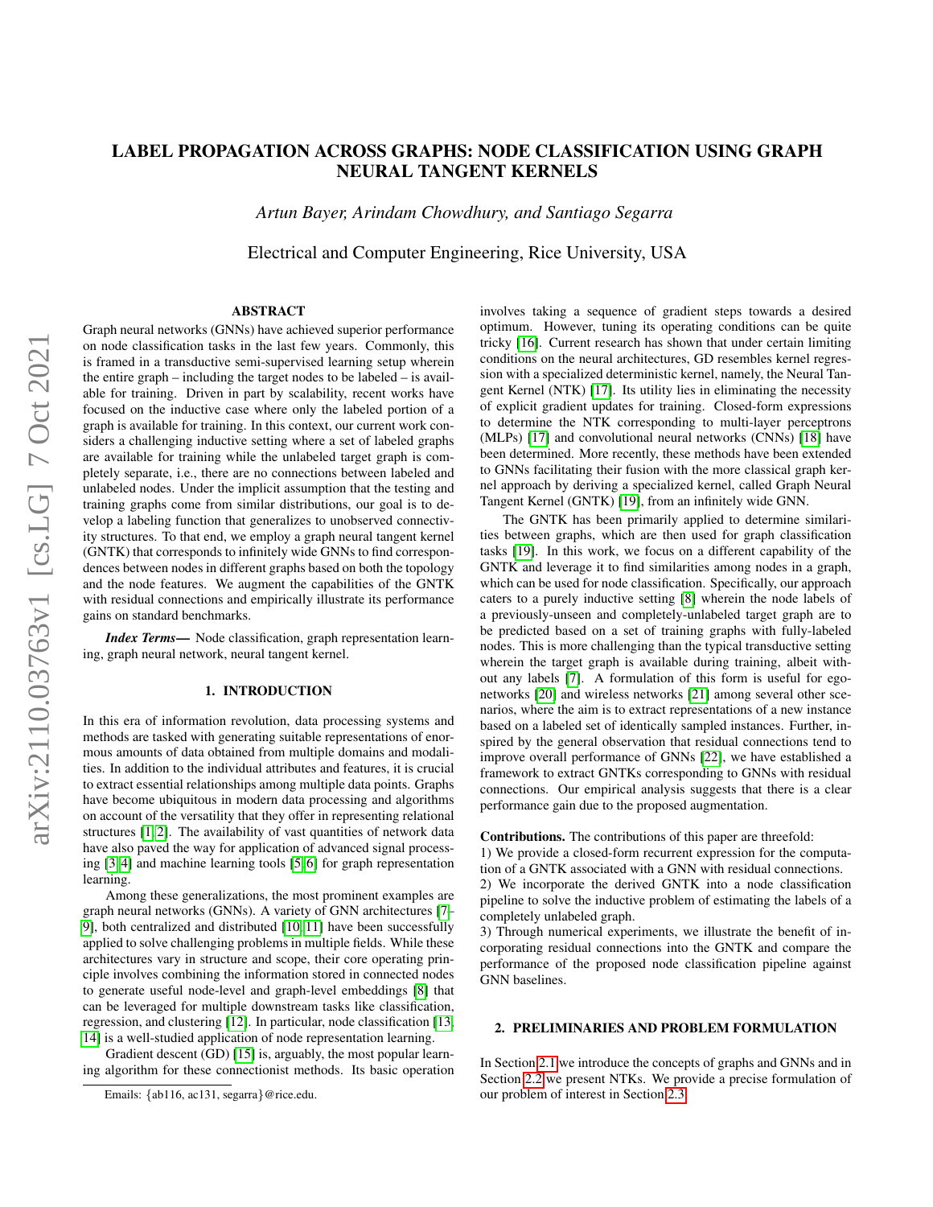# LABEL PROPAGATION ACROSS GRAPHS: NODE CLASSIFICATION USING GRAPH NEURAL TANGENT KERNELS

*Artun Bayer, Arindam Chowdhury, and Santiago Segarra*

Electrical and Computer Engineering, Rice University, USA

## ABSTRACT

Graph neural networks (GNNs) have achieved superior performance on node classification tasks in the last few years. Commonly, this is framed in a transductive semi-supervised learning setup wherein the entire graph – including the target nodes to be labeled – is available for training. Driven in part by scalability, recent works have focused on the inductive case where only the labeled portion of a graph is available for training. In this context, our current work considers a challenging inductive setting where a set of labeled graphs are available for training while the unlabeled target graph is completely separate, i.e., there are no connections between labeled and unlabeled nodes. Under the implicit assumption that the testing and training graphs come from similar distributions, our goal is to develop a labeling function that generalizes to unobserved connectivity structures. To that end, we employ a graph neural tangent kernel (GNTK) that corresponds to infinitely wide GNNs to find correspondences between nodes in different graphs based on both the topology and the node features. We augment the capabilities of the GNTK with residual connections and empirically illustrate its performance gains on standard benchmarks.

***Index Terms***— Node classification, graph representation learning, graph neural network, neural tangent kernel.

## 1. INTRODUCTION

In this era of information revolution, data processing systems and methods are tasked with generating suitable representations of enormous amounts of data obtained from multiple domains and modalities. In addition to the individual attributes and features, it is crucial to extract essential relationships among multiple data points. Graphs have become ubiquitous in modern data processing and algorithms on account of the versatility that they offer in representing relational structures [1, 2]. The availability of vast quantities of network data have also paved the way for application of advanced signal processing [3, 4] and machine learning tools [5, 6] for graph representation learning.

Among these generalizations, the most prominent examples are graph neural networks (GNNs). A variety of GNN architectures [7–9], both centralized and distributed [10, 11] have been successfully applied to solve challenging problems in multiple fields. While these architectures vary in structure and scope, their core operating principle involves combining the information stored in connected nodes to generate useful node-level and graph-level embeddings [8] that can be leveraged for multiple downstream tasks like classification, regression, and clustering [12]. In particular, node classification [13, 14] is a well-studied application of node representation learning.

Gradient descent (GD) [15] is, arguably, the most popular learning algorithm for these connectionist methods. Its basic operation involves taking a sequence of gradient steps towards a desired optimum. However, tuning its operating conditions can be quite tricky [16]. Current research has shown that under certain limiting conditions on the neural architectures, GD resembles kernel regression with a specialized deterministic kernel, namely, the Neural Tangent Kernel (NTK) [17]. Its utility lies in eliminating the necessity of explicit gradient updates for training. Closed-form expressions to determine the NTK corresponding to multi-layer perceptrons (MLPs) [17] and convolutional neural networks (CNNs) [18] have been determined. More recently, these methods have been extended to GNNs facilitating their fusion with the more classical graph kernel approach by deriving a specialized kernel, called Graph Neural Tangent Kernel (GNTK) [19], from an infinitely wide GNN.

The GNTK has been primarily applied to determine similarities between graphs, which are then used for graph classification tasks [19]. In this work, we focus on a different capability of the GNTK and leverage it to find similarities among nodes in a graph, which can be used for node classification. Specifically, our approach caters to a purely inductive setting [8] wherein the node labels of a previously-unseen and completely-unlabeled target graph are to be predicted based on a set of training graphs with fully-labeled nodes. This is more challenging than the typical transductive setting wherein the target graph is available during training, albeit without any labels [7]. A formulation of this form is useful for ego-networks [20] and wireless networks [21] among several other scenarios, where the aim is to extract representations of a new instance based on a labeled set of identically sampled instances. Further, inspired by the general observation that residual connections tend to improve overall performance of GNNs [22], we have established a framework to extract GNTKs corresponding to GNNs with residual connections. Our empirical analysis suggests that there is a clear performance gain due to the proposed augmentation.

**Contributions.** The contributions of this paper are threefold:
1) We provide a closed-form recurrent expression for the computation of a GNTK associated with a GNN with residual connections.
2) We incorporate the derived GNTK into a node classification pipeline to solve the inductive problem of estimating the labels of a completely unlabeled graph.
3) Through numerical experiments, we illustrate the benefit of incorporating residual connections into the GNTK and compare the performance of the proposed node classification pipeline against GNN baselines.

## 2. PRELIMINARIES AND PROBLEM FORMULATION

In Section 2.1 we introduce the concepts of graphs and GNNs and in Section 2.2 we present NTKs. We provide a precise formulation of our problem of interest in Section 2.3.

Emails: {ab116, ac131, segarra}@rice.edu.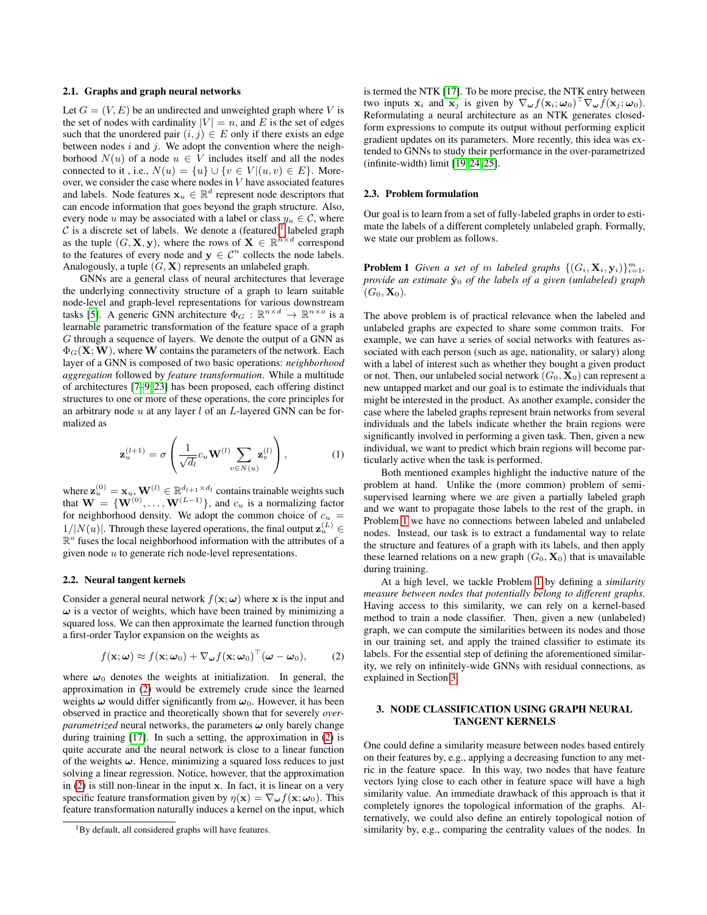### 2.1. Graphs and graph neural networks

Let $G = (V, E)$ be an undirected and unweighted graph where $V$ is the set of nodes with cardinality $|V| = n$, and $E$ is the set of edges such that the unordered pair $(i, j) \in E$ only if there exists an edge between nodes $i$ and $j$. We adopt the convention where the neighborhood $N(u)$ of a node $u \in V$ includes itself and all the nodes connected to it , i.e., $N(u) = \{u\} \cup \{v \in V | (u, v) \in E\}$. Moreover, we consider the case where nodes in $V$ have associated features and labels. Node features $\mathbf{x}_u \in \mathbb{R}^d$ represent node descriptors that can encode information that goes beyond the graph structure. Also, every node $u$ may be associated with a label or class $y_u \in \mathcal{C}$, where $\mathcal{C}$ is a discrete set of labels. We denote a (featured)[1] labeled graph as the tuple $(G, \mathbf{X}, \mathbf{y})$, where the rows of $\mathbf{X} \in \mathbb{R}^{n \times d}$ correspond to the features of every node and $\mathbf{y} \in \mathcal{C}^n$ collects the node labels. Analogously, a tuple $(G, \mathbf{X})$ represents an unlabeled graph.

GNNs are a general class of neural architectures that leverage the underlying connectivity structure of a graph to learn suitable node-level and graph-level representations for various downstream tasks [5]. A generic GNN architecture $\Phi_G : \mathbb{R}^{n \times d} \to \mathbb{R}^{n \times o}$ is a learnable parametric transformation of the feature space of a graph $G$ through a sequence of layers. We denote the output of a GNN as $\Phi_G(\mathbf{X}; \mathbf{W})$, where $\mathbf{W}$ contains the parameters of the network. Each layer of a GNN is composed of two basic operations: *neighborhood aggregation* followed by *feature transformation*. While a multitude of architectures [7–9, 23] has been proposed, each offering distinct structures to one or more of these operations, the core principles for an arbitrary node $u$ at any layer $l$ of an $L$-layered GNN can be formalized as

$$\mathbf{z}_u^{(l+1)} = \sigma\left(\frac{1}{\sqrt{d_l}} c_u \mathbf{W}^{(l)} \sum_{v \in N(u)} \mathbf{z}_v^{(l)}\right), \tag{1}$$

where $\mathbf{z}_u^{(0)} = \mathbf{x}_u$, $\mathbf{W}^{(l)} \in \mathbb{R}^{d_{l+1} \times d_l}$ contains trainable weights such that $\mathbf{W} = \{\mathbf{W}^{(0)}, \ldots, \mathbf{W}^{(L-1)}\}$, and $c_u$ is a normalizing factor for neighborhood density. We adopt the common choice of $c_u = 1/|N(u)|$. Through these layered operations, the final output $\mathbf{z}_u^{(L)} \in \mathbb{R}^o$ fuses the local neighborhood information with the attributes of a given node $u$ to generate rich node-level representations.

### 2.2. Neural tangent kernels

Consider a general neural network $f(\mathbf{x}; \boldsymbol{\omega})$ where $\mathbf{x}$ is the input and $\boldsymbol{\omega}$ is a vector of weights, which have been trained by minimizing a squared loss. We can then approximate the learned function through a first-order Taylor expansion on the weights as

$$f(\mathbf{x}; \boldsymbol{\omega}) \approx f(\mathbf{x}; \boldsymbol{\omega}_0) + \nabla_{\boldsymbol{\omega}} f(\mathbf{x}; \boldsymbol{\omega}_0)^\top (\boldsymbol{\omega} - \boldsymbol{\omega}_0), \tag{2}$$

where $\boldsymbol{\omega}_0$ denotes the weights at initialization. In general, the approximation in (2) would be extremely crude since the learned weights $\boldsymbol{\omega}$ would differ significantly from $\boldsymbol{\omega}_0$. However, it has been observed in practice and theoretically shown that for severely *over-parametrized* neural networks, the parameters $\boldsymbol{\omega}$ only barely change during training [17]. In such a setting, the approximation in (2) is quite accurate and the neural network is close to a linear function of the weights $\boldsymbol{\omega}$. Hence, minimizing a squared loss reduces to just solving a linear regression. Notice, however, that the approximation in (2) is still non-linear in the input $\mathbf{x}$. In fact, it is linear on a very specific feature transformation given by $\eta(\mathbf{x}) = \nabla_{\boldsymbol{\omega}} f(\mathbf{x}; \boldsymbol{\omega}_0)$. This feature transformation naturally induces a kernel on the input, which is termed the NTK [17]. To be more precise, the NTK entry between two inputs $\mathbf{x}_i$ and $\mathbf{x}_j$ is given by $\nabla_{\boldsymbol{\omega}} f(\mathbf{x}_i; \boldsymbol{\omega}_0)^\top \nabla_{\boldsymbol{\omega}} f(\mathbf{x}_j; \boldsymbol{\omega}_0)$. Reformulating a neural architecture as an NTK generates closed-form expressions to compute its output without performing explicit gradient updates on its parameters. More recently, this idea was extended to GNNs to study their performance in the over-parametrized (infinite-width) limit [19, 24, 25].

### 2.3. Problem formulation

Our goal is to learn from a set of fully-labeled graphs in order to estimate the labels of a different completely unlabeled graph. Formally, we state our problem as follows.

**Problem 1** *Given a set of $m$ labeled graphs $\{(G_i, \mathbf{X}_i, \mathbf{y}_i)\}_{i=1}^m$, provide an estimate $\hat{\mathbf{y}}_0$ of the labels of a given (unlabeled) graph $(G_0, \mathbf{X}_0)$.*

The above problem is of practical relevance when the labeled and unlabeled graphs are expected to share some common traits. For example, we can have a series of social networks with features associated with each person (such as age, nationality, or salary) along with a label of interest such as whether they bought a given product or not. Then, our unlabeled social network $(G_0, \mathbf{X}_0)$ can represent a new untapped market and our goal is to estimate the individuals that might be interested in the product. As another example, consider the case where the labeled graphs represent brain networks from several individuals and the labels indicate whether the brain regions were significantly involved in performing a given task. Then, given a new individual, we want to predict which brain regions will become particularly active when the task is performed.

Both mentioned examples highlight the inductive nature of the problem at hand. Unlike the (more common) problem of semi-supervised learning where we are given a partially labeled graph and we want to propagate those labels to the rest of the graph, in Problem 1 we have no connections between labeled and unlabeled nodes. Instead, our task is to extract a fundamental way to relate the structure and features of a graph with its labels, and then apply these learned relations on a new graph $(G_0, \mathbf{X}_0)$ that is unavailable during training.

At a high level, we tackle Problem 1 by defining a *similarity measure between nodes that potentially belong to different graphs*. Having access to this similarity, we can rely on a kernel-based method to train a node classifier. Then, given a new (unlabeled) graph, we can compute the similarities between its nodes and those in our training set, and apply the trained classifier to estimate its labels. For the essential step of defining the aforementioned similarity, we rely on infinitely-wide GNNs with residual connections, as explained in Section 3.

## 3. NODE CLASSIFICATION USING GRAPH NEURAL TANGENT KERNELS

One could define a similarity measure between nodes based entirely on their features by, e.g., applying a decreasing function to any metric in the feature space. In this way, two nodes that have feature vectors lying close to each other in feature space will have a high similarity value. An immediate drawback of this approach is that it completely ignores the topological information of the graphs. Alternatively, we could also define an entirely topological notion of similarity by, e.g., comparing the centrality values of the nodes. In

[1] By default, all considered graphs will have features.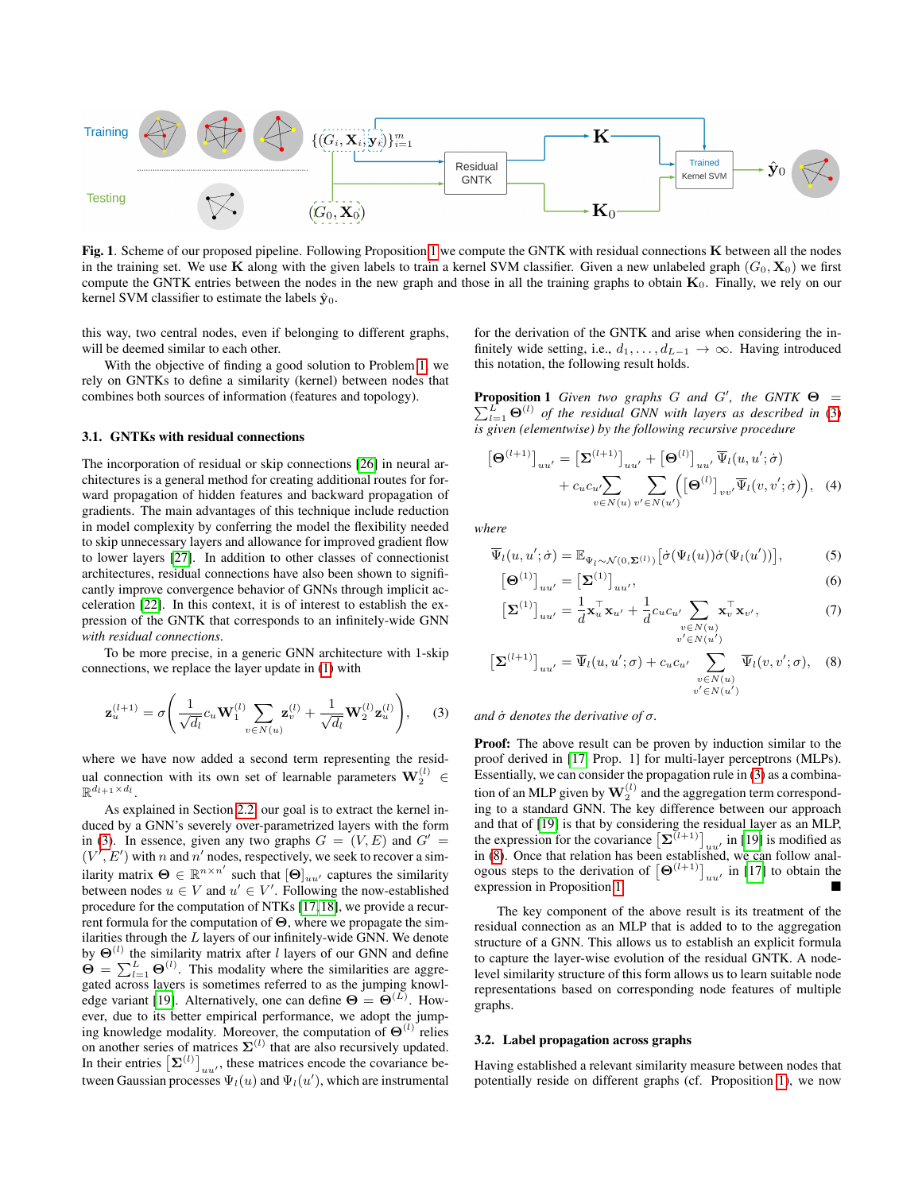**Fig. 1.** Scheme of our proposed pipeline. Following Proposition 1 we compute the GNTK with residual connections $\mathbf{K}$ between all the nodes in the training set. We use $\mathbf{K}$ along with the given labels to train a kernel SVM classifier. Given a new unlabeled graph $(G_0, \mathbf{X}_0)$ we first compute the GNTK entries between the nodes in the new graph and those in all the training graphs to obtain $\mathbf{K}_0$. Finally, we rely on our kernel SVM classifier to estimate the labels $\hat{\mathbf{y}}_0$.

this way, two central nodes, even if belonging to different graphs, will be deemed similar to each other.

With the objective of finding a good solution to Problem 1, we rely on GNTKs to define a similarity (kernel) between nodes that combines both sources of information (features and topology).

### 3.1. GNTKs with residual connections

The incorporation of residual or skip connections [26] in neural architectures is a general method for creating additional routes for forward propagation of hidden features and backward propagation of gradients. The main advantages of this technique include reduction in model complexity by conferring the model the flexibility needed to skip unnecessary layers and allowance for improved gradient flow to lower layers [27]. In addition to other classes of connectionist architectures, residual connections have also been shown to significantly improve convergence behavior of GNNs through implicit acceleration [22]. In this context, it is of interest to establish the expression of the GNTK that corresponds to an infinitely-wide GNN *with residual connections*.

To be more precise, in a generic GNN architecture with 1-skip connections, we replace the layer update in (1) with

$$\mathbf{z}_u^{(l+1)} = \sigma\left(\frac{1}{\sqrt{d_l}} c_u \mathbf{W}_1^{(l)} \sum_{v \in N(u)} \mathbf{z}_v^{(l)} + \frac{1}{\sqrt{d_l}} \mathbf{W}_2^{(l)} \mathbf{z}_u^{(l)}\right), \quad (3)$$

where we have now added a second term representing the residual connection with its own set of learnable parameters $\mathbf{W}_2^{(l)} \in \mathbb{R}^{d_{l+1} \times d_l}$.

As explained in Section 2.2, our goal is to extract the kernel induced by a GNN's severely over-parametrized layers with the form in (3). In essence, given any two graphs $G = (V, E)$ and $G' = (V', E')$ with $n$ and $n'$ nodes, respectively, we seek to recover a similarity matrix $\mathbf{\Theta} \in \mathbb{R}^{n \times n'}$ such that $[\mathbf{\Theta}]_{uu'}$ captures the similarity between nodes $u \in V$ and $u' \in V'$. Following the now-established procedure for the computation of NTKs [17, 18], we provide a recurrent formula for the computation of $\mathbf{\Theta}$, where we propagate the similarities through the $L$ layers of our infinitely-wide GNN. We denote by $\mathbf{\Theta}^{(l)}$ the similarity matrix after $l$ layers of our GNN and define $\mathbf{\Theta} = \sum_{l=1}^{L} \mathbf{\Theta}^{(l)}$. This modality where the similarities are aggregated across layers is sometimes referred to as the jumping knowledge variant [19]. Alternatively, one can define $\mathbf{\Theta} = \mathbf{\Theta}^{(L)}$. However, due to its better empirical performance, we adopt the jumping knowledge modality. Moreover, the computation of $\mathbf{\Theta}^{(l)}$ relies on another series of matrices $\mathbf{\Sigma}^{(l)}$ that are also recursively updated. In their entries $[\mathbf{\Sigma}^{(l)}]_{uu'}$, these matrices encode the covariance between Gaussian processes $\Psi_l(u)$ and $\Psi_l(u')$, which are instrumental for the derivation of the GNTK and arise when considering the infinitely wide setting, i.e., $d_1, \ldots, d_{L-1} \to \infty$. Having introduced this notation, the following result holds.

**Proposition 1** *Given two graphs $G$ and $G'$, the GNTK $\mathbf{\Theta} = \sum_{l=1}^{L} \mathbf{\Theta}^{(l)}$ of the residual GNN with layers as described in (3) is given (elementwise) by the following recursive procedure*

$$\begin{aligned}\left[\mathbf{\Theta}^{(l+1)}\right]_{uu'} &= \left[\mathbf{\Sigma}^{(l+1)}\right]_{uu'} + \left[\mathbf{\Theta}^{(l)}\right]_{uu'} \overline{\Psi}_l(u, u'; \dot{\sigma}) \\ &+ c_u c_{u'} \sum_{v \in N(u)} \sum_{v' \in N(u')} \left(\left[\mathbf{\Theta}^{(l)}\right]_{vv'} \overline{\Psi}_l(v, v'; \dot{\sigma})\right), \quad (4)\end{aligned}$$

*where*

$$\overline{\Psi}_l(u, u'; \dot{\sigma}) = \mathbb{E}_{\Psi_l \sim \mathcal{N}(0, \mathbf{\Sigma}^{(l)})}\left[\dot{\sigma}(\Psi_l(u))\dot{\sigma}(\Psi_l(u'))\right], \quad (5)$$

$$\left[\mathbf{\Theta}^{(1)}\right]_{uu'} = \left[\mathbf{\Sigma}^{(1)}\right]_{uu'}, \quad (6)$$

$$\left[\mathbf{\Sigma}^{(1)}\right]_{uu'} = \frac{1}{d}\mathbf{x}_u^\top \mathbf{x}_{u'} + \frac{1}{d} c_u c_{u'} \sum_{\substack{v \in N(u) \\ v' \in N(u')}} \mathbf{x}_v^\top \mathbf{x}_{v'}, \quad (7)$$

$$\left[\mathbf{\Sigma}^{(l+1)}\right]_{uu'} = \overline{\Psi}_l(u, u'; \sigma) + c_u c_{u'} \sum_{\substack{v \in N(u) \\ v' \in N(u')}} \overline{\Psi}_l(v, v'; \sigma), \quad (8)$$

*and $\dot{\sigma}$ denotes the derivative of $\sigma$.*

**Proof:** The above result can be proven by induction similar to the proof derived in [17, Prop. 1] for multi-layer perceptrons (MLPs). Essentially, we can consider the propagation rule in (3) as a combination of an MLP given by $\mathbf{W}_2^{(l)}$ and the aggregation term corresponding to a standard GNN. The key difference between our approach and that of [19] is that by considering the residual layer as an MLP, the expression for the covariance $\left[\mathbf{\Sigma}^{(l+1)}\right]_{uu'}$ in [19] is modified as in (8). Once that relation has been established, we can follow analogous steps to the derivation of $\left[\mathbf{\Theta}^{(l+1)}\right]_{uu'}$ in [17] to obtain the expression in Proposition 1. ■

The key component of the above result is its treatment of the residual connection as an MLP that is added to to the aggregation structure of a GNN. This allows us to establish an explicit formula to capture the layer-wise evolution of the residual GNTK. A node-level similarity structure of this form allows us to learn suitable node representations based on corresponding node features of multiple graphs.

### 3.2. Label propagation across graphs

Having established a relevant similarity measure between nodes that potentially reside on different graphs (cf. Proposition 1), we now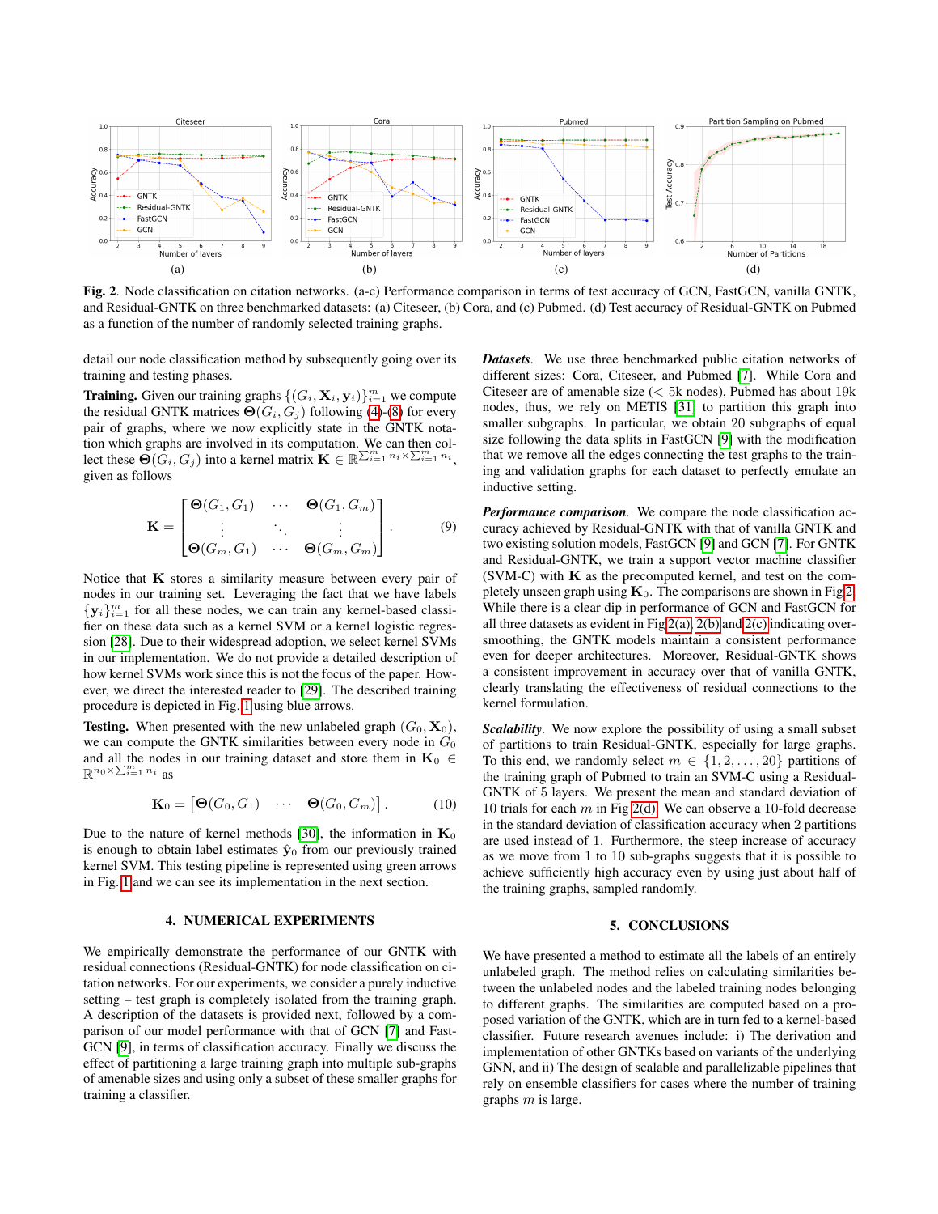**Fig. 2**. Node classification on citation networks. (a-c) Performance comparison in terms of test accuracy of GCN, FastGCN, vanilla GNTK, and Residual-GNTK on three benchmarked datasets: (a) Citeseer, (b) Cora, and (c) Pubmed. (d) Test accuracy of Residual-GNTK on Pubmed as a function of the number of randomly selected training graphs.

detail our node classification method by subsequently going over its training and testing phases.

**Training.** Given our training graphs $\{(G_i, \mathbf{X}_i, \mathbf{y}_i)\}_{i=1}^m$ we compute the residual GNTK matrices $\mathbf{\Theta}(G_i, G_j)$ following (4)-(8) for every pair of graphs, where we now explicitly state in the GNTK notation which graphs are involved in its computation. We can then collect these $\mathbf{\Theta}(G_i, G_j)$ into a kernel matrix $\mathbf{K} \in \mathbb{R}^{\sum_{i=1}^m n_i \times \sum_{i=1}^m n_i}$, given as follows

$$\mathbf{K} = \begin{bmatrix} \mathbf{\Theta}(G_1, G_1) & \cdots & \mathbf{\Theta}(G_1, G_m) \\ \vdots & \ddots & \vdots \\ \mathbf{\Theta}(G_m, G_1) & \cdots & \mathbf{\Theta}(G_m, G_m) \end{bmatrix}. \tag{9}$$

Notice that $\mathbf{K}$ stores a similarity measure between every pair of nodes in our training set. Leveraging the fact that we have labels $\{\mathbf{y}_i\}_{i=1}^m$ for all these nodes, we can train any kernel-based classifier on these data such as a kernel SVM or a kernel logistic regression [28]. Due to their widespread adoption, we select kernel SVMs in our implementation. We do not provide a detailed description of how kernel SVMs work since this is not the focus of the paper. However, we direct the interested reader to [29]. The described training procedure is depicted in Fig. 1 using blue arrows.

**Testing.** When presented with the new unlabeled graph $(G_0, \mathbf{X}_0)$, we can compute the GNTK similarities between every node in $G_0$ and all the nodes in our training dataset and store them in $\mathbf{K}_0 \in \mathbb{R}^{n_0 \times \sum_{i=1}^m n_i}$ as

$$\mathbf{K}_0 = \begin{bmatrix} \mathbf{\Theta}(G_0, G_1) & \cdots & \mathbf{\Theta}(G_0, G_m) \end{bmatrix}. \tag{10}$$

Due to the nature of kernel methods [30], the information in $\mathbf{K}_0$ is enough to obtain label estimates $\hat{\mathbf{y}}_0$ from our previously trained kernel SVM. This testing pipeline is represented using green arrows in Fig. 1 and we can see its implementation in the next section.

## 4. NUMERICAL EXPERIMENTS

We empirically demonstrate the performance of our GNTK with residual connections (Residual-GNTK) for node classification on citation networks. For our experiments, we consider a purely inductive setting – test graph is completely isolated from the training graph. A description of the datasets is provided next, followed by a comparison of our model performance with that of GCN [7] and FastGCN [9], in terms of classification accuracy. Finally we discuss the effect of partitioning a large training graph into multiple sub-graphs of amenable sizes and using only a subset of these smaller graphs for training a classifier.

***Datasets***. We use three benchmarked public citation networks of different sizes: Cora, Citeseer, and Pubmed [7]. While Cora and Citeseer are of amenable size ($<$ 5k nodes), Pubmed has about 19k nodes, thus, we rely on METIS [31] to partition this graph into smaller subgraphs. In particular, we obtain 20 subgraphs of equal size following the data splits in FastGCN [9] with the modification that we remove all the edges connecting the test graphs to the training and validation graphs for each dataset to perfectly emulate an inductive setting.

***Performance comparison***. We compare the node classification accuracy achieved by Residual-GNTK with that of vanilla GNTK and two existing solution models, FastGCN [9] and GCN [7]. For GNTK and Residual-GNTK, we train a support vector machine classifier (SVM-C) with $\mathbf{K}$ as the precomputed kernel, and test on the completely unseen graph using $\mathbf{K}_0$. The comparisons are shown in Fig 2. While there is a clear dip in performance of GCN and FastGCN for all three datasets as evident in Fig 2(a), 2(b) and 2(c) indicating oversmoothing, the GNTK models maintain a consistent performance even for deeper architectures. Moreover, Residual-GNTK shows a consistent improvement in accuracy over that of vanilla GNTK, clearly translating the effectiveness of residual connections to the kernel formulation.

***Scalability***. We now explore the possibility of using a small subset of partitions to train Residual-GNTK, especially for large graphs. To this end, we randomly select $m \in \{1, 2, \ldots, 20\}$ partitions of the training graph of Pubmed to train an SVM-C using a Residual-GNTK of 5 layers. We present the mean and standard deviation of 10 trials for each $m$ in Fig 2(d). We can observe a 10-fold decrease in the standard deviation of classification accuracy when 2 partitions are used instead of 1. Furthermore, the steep increase of accuracy as we move from 1 to 10 sub-graphs suggests that it is possible to achieve sufficiently high accuracy even by using just about half of the training graphs, sampled randomly.

## 5. CONCLUSIONS

We have presented a method to estimate all the labels of an entirely unlabeled graph. The method relies on calculating similarities between the unlabeled nodes and the labeled training nodes belonging to different graphs. The similarities are computed based on a proposed variation of the GNTK, which are in turn fed to a kernel-based classifier. Future research avenues include: i) The derivation and implementation of other GNTKs based on variants of the underlying GNN, and ii) The design of scalable and parallelizable pipelines that rely on ensemble classifiers for cases where the number of training graphs $m$ is large.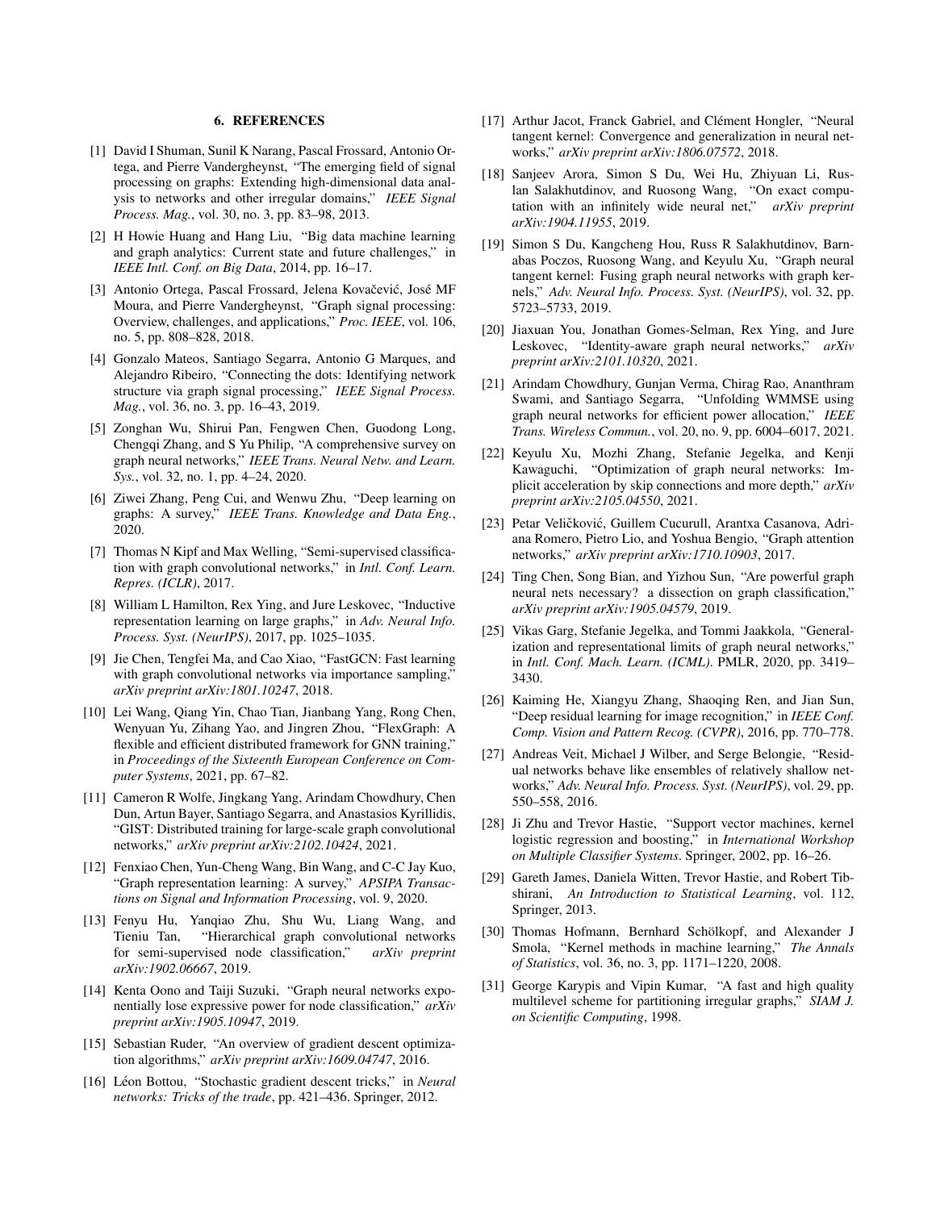## 6. REFERENCES

[1] David I Shuman, Sunil K Narang, Pascal Frossard, Antonio Ortega, and Pierre Vandergheynst, "The emerging field of signal processing on graphs: Extending high-dimensional data analysis to networks and other irregular domains," *IEEE Signal Process. Mag.*, vol. 30, no. 3, pp. 83–98, 2013.

[2] H Howie Huang and Hang Liu, "Big data machine learning and graph analytics: Current state and future challenges," in *IEEE Intl. Conf. on Big Data*, 2014, pp. 16–17.

[3] Antonio Ortega, Pascal Frossard, Jelena Kovačević, José MF Moura, and Pierre Vandergheynst, "Graph signal processing: Overview, challenges, and applications," *Proc. IEEE*, vol. 106, no. 5, pp. 808–828, 2018.

[4] Gonzalo Mateos, Santiago Segarra, Antonio G Marques, and Alejandro Ribeiro, "Connecting the dots: Identifying network structure via graph signal processing," *IEEE Signal Process. Mag.*, vol. 36, no. 3, pp. 16–43, 2019.

[5] Zonghan Wu, Shirui Pan, Fengwen Chen, Guodong Long, Chengqi Zhang, and S Yu Philip, "A comprehensive survey on graph neural networks," *IEEE Trans. Neural Netw. and Learn. Sys.*, vol. 32, no. 1, pp. 4–24, 2020.

[6] Ziwei Zhang, Peng Cui, and Wenwu Zhu, "Deep learning on graphs: A survey," *IEEE Trans. Knowledge and Data Eng.*, 2020.

[7] Thomas N Kipf and Max Welling, "Semi-supervised classification with graph convolutional networks," in *Intl. Conf. Learn. Repres. (ICLR)*, 2017.

[8] William L Hamilton, Rex Ying, and Jure Leskovec, "Inductive representation learning on large graphs," in *Adv. Neural Info. Process. Syst. (NeurIPS)*, 2017, pp. 1025–1035.

[9] Jie Chen, Tengfei Ma, and Cao Xiao, "FastGCN: Fast learning with graph convolutional networks via importance sampling," *arXiv preprint arXiv:1801.10247*, 2018.

[10] Lei Wang, Qiang Yin, Chao Tian, Jianbang Yang, Rong Chen, Wenyuan Yu, Zihang Yao, and Jingren Zhou, "FlexGraph: A flexible and efficient distributed framework for GNN training," in *Proceedings of the Sixteenth European Conference on Computer Systems*, 2021, pp. 67–82.

[11] Cameron R Wolfe, Jingkang Yang, Arindam Chowdhury, Chen Dun, Artun Bayer, Santiago Segarra, and Anastasios Kyrillidis, "GIST: Distributed training for large-scale graph convolutional networks," *arXiv preprint arXiv:2102.10424*, 2021.

[12] Fenxiao Chen, Yun-Cheng Wang, Bin Wang, and C-C Jay Kuo, "Graph representation learning: A survey," *APSIPA Transactions on Signal and Information Processing*, vol. 9, 2020.

[13] Fenyu Hu, Yanqiao Zhu, Shu Wu, Liang Wang, and Tieniu Tan, "Hierarchical graph convolutional networks for semi-supervised node classification," *arXiv preprint arXiv:1902.06667*, 2019.

[14] Kenta Oono and Taiji Suzuki, "Graph neural networks exponentially lose expressive power for node classification," *arXiv preprint arXiv:1905.10947*, 2019.

[15] Sebastian Ruder, "An overview of gradient descent optimization algorithms," *arXiv preprint arXiv:1609.04747*, 2016.

[16] Léon Bottou, "Stochastic gradient descent tricks," in *Neural networks: Tricks of the trade*, pp. 421–436. Springer, 2012.

[17] Arthur Jacot, Franck Gabriel, and Clément Hongler, "Neural tangent kernel: Convergence and generalization in neural networks," *arXiv preprint arXiv:1806.07572*, 2018.

[18] Sanjeev Arora, Simon S Du, Wei Hu, Zhiyuan Li, Ruslan Salakhutdinov, and Ruosong Wang, "On exact computation with an infinitely wide neural net," *arXiv preprint arXiv:1904.11955*, 2019.

[19] Simon S Du, Kangcheng Hou, Russ R Salakhutdinov, Barnabas Poczos, Ruosong Wang, and Keyulu Xu, "Graph neural tangent kernel: Fusing graph neural networks with graph kernels," *Adv. Neural Info. Process. Syst. (NeurIPS)*, vol. 32, pp. 5723–5733, 2019.

[20] Jiaxuan You, Jonathan Gomes-Selman, Rex Ying, and Jure Leskovec, "Identity-aware graph neural networks," *arXiv preprint arXiv:2101.10320*, 2021.

[21] Arindam Chowdhury, Gunjan Verma, Chirag Rao, Ananthram Swami, and Santiago Segarra, "Unfolding WMMSE using graph neural networks for efficient power allocation," *IEEE Trans. Wireless Commun.*, vol. 20, no. 9, pp. 6004–6017, 2021.

[22] Keyulu Xu, Mozhi Zhang, Stefanie Jegelka, and Kenji Kawaguchi, "Optimization of graph neural networks: Implicit acceleration by skip connections and more depth," *arXiv preprint arXiv:2105.04550*, 2021.

[23] Petar Veličković, Guillem Cucurull, Arantxa Casanova, Adriana Romero, Pietro Lio, and Yoshua Bengio, "Graph attention networks," *arXiv preprint arXiv:1710.10903*, 2017.

[24] Ting Chen, Song Bian, and Yizhou Sun, "Are powerful graph neural nets necessary? a dissection on graph classification," *arXiv preprint arXiv:1905.04579*, 2019.

[25] Vikas Garg, Stefanie Jegelka, and Tommi Jaakkola, "Generalization and representational limits of graph neural networks," in *Intl. Conf. Mach. Learn. (ICML)*. PMLR, 2020, pp. 3419–3430.

[26] Kaiming He, Xiangyu Zhang, Shaoqing Ren, and Jian Sun, "Deep residual learning for image recognition," in *IEEE Conf. Comp. Vision and Pattern Recog. (CVPR)*, 2016, pp. 770–778.

[27] Andreas Veit, Michael J Wilber, and Serge Belongie, "Residual networks behave like ensembles of relatively shallow networks," *Adv. Neural Info. Process. Syst. (NeurIPS)*, vol. 29, pp. 550–558, 2016.

[28] Ji Zhu and Trevor Hastie, "Support vector machines, kernel logistic regression and boosting," in *International Workshop on Multiple Classifier Systems*. Springer, 2002, pp. 16–26.

[29] Gareth James, Daniela Witten, Trevor Hastie, and Robert Tibshirani, *An Introduction to Statistical Learning*, vol. 112, Springer, 2013.

[30] Thomas Hofmann, Bernhard Schölkopf, and Alexander J Smola, "Kernel methods in machine learning," *The Annals of Statistics*, vol. 36, no. 3, pp. 1171–1220, 2008.

[31] George Karypis and Vipin Kumar, "A fast and high quality multilevel scheme for partitioning irregular graphs," *SIAM J. on Scientific Computing*, 1998.